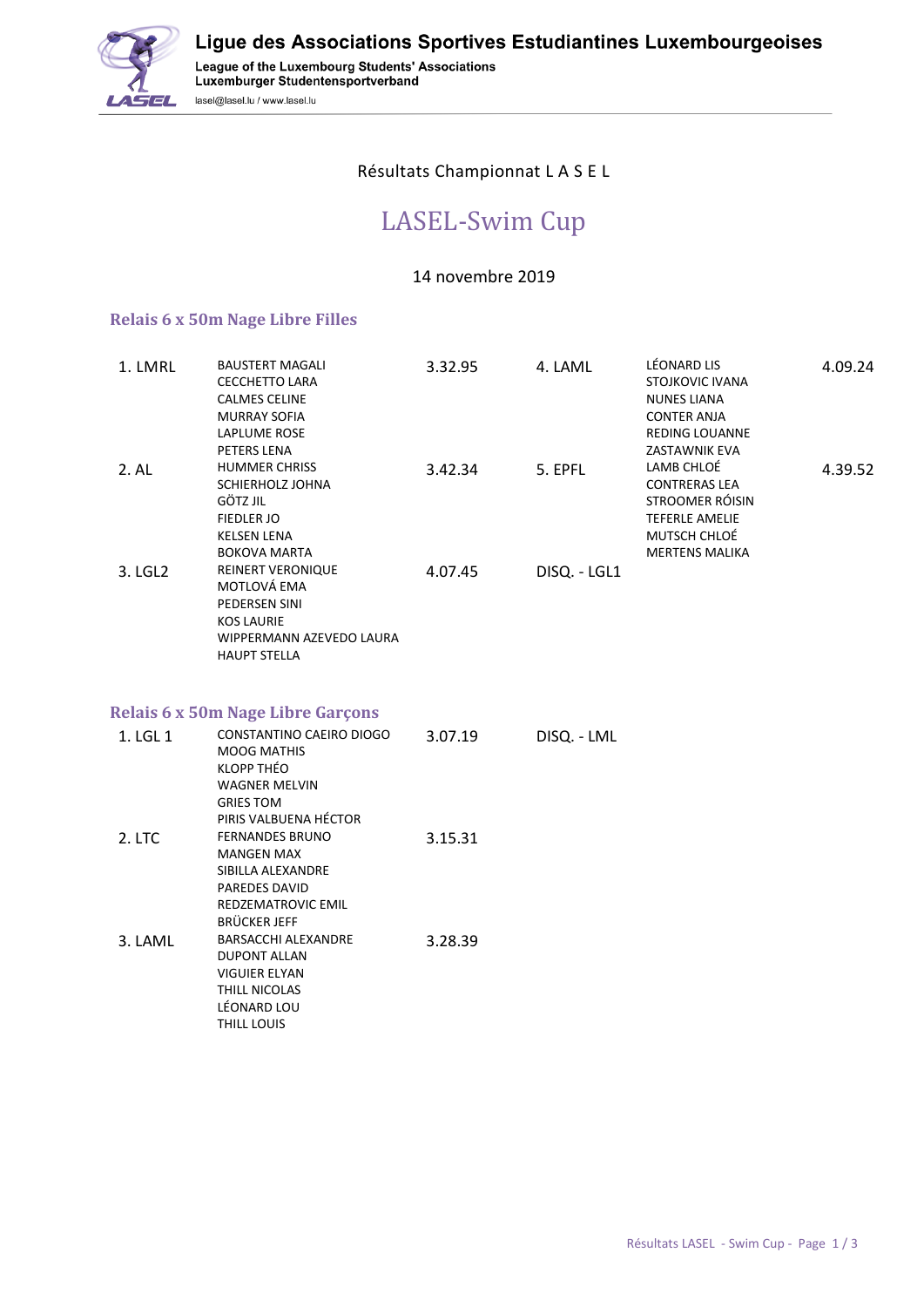Ligue des Associations Sportives Estudiantines Luxembourgeoises

League of the Luxembourg Students' Associations
Luxemburger Studentensportverband

lasel@lasel.lu / www.lasel.lu

Résultats Championnat L A S E L

# LASEL-Swim Cup

14 novembre 2019

## Relais 6 x 50m Nage Libre Filles

| Place | Équipe | Temps |
|---|---|---|
| 1. LMRL | BAUSTERT MAGALI<br>CECCHETTO LARA<br>CALMES CELINE<br>MURRAY SOFIA<br>LAPLUME ROSE<br>PETERS LENA | 3.32.95 |
| 2. AL | HUMMER CHRISS<br>SCHIERHOLZ JOHNA<br>GÖTZ JIL<br>FIEDLER JO<br>KELSEN LENA<br>BOKOVA MARTA | 3.42.34 |
| 3. LGL2 | REINERT VERONIQUE<br>MOTLOVÁ EMA<br>PEDERSEN SINI<br>KOS LAURIE<br>WIPPERMANN AZEVEDO LAURA<br>HAUPT STELLA | 4.07.45 |
| 4. LAML | LÉONARD LIS<br>STOJKOVIC IVANA<br>NUNES LIANA<br>CONTER ANJA<br>REDING LOUANNE<br>ZASTAWNIK EVA | 4.09.24 |
| 5. EPFL | LAMB CHLOÉ<br>CONTRERAS LEA<br>STROOMER RÓISIN<br>TEFERLE AMELIE<br>MUTSCH CHLOÉ<br>MERTENS MALIKA | 4.39.52 |
| DISQ. - LGL1 | | |

## Relais 6 x 50m Nage Libre Garçons

| Place | Équipe | Temps |
|---|---|---|
| 1. LGL 1 | CONSTANTINO CAEIRO DIOGO<br>MOOG MATHIS<br>KLOPP THÉO<br>WAGNER MELVIN<br>GRIES TOM<br>PIRIS VALBUENA HÉCTOR | 3.07.19 |
| 2. LTC | FERNANDES BRUNO<br>MANGEN MAX<br>SIBILLA ALEXANDRE<br>PAREDES DAVID<br>REDZEMATROVIC EMIL<br>BRÜCKER JEFF | 3.15.31 |
| 3. LAML | BARSACCHI ALEXANDRE<br>DUPONT ALLAN<br>VIGUIER ELYAN<br>THILL NICOLAS<br>LÉONARD LOU<br>THILL LOUIS | 3.28.39 |
| DISQ. - LML | | |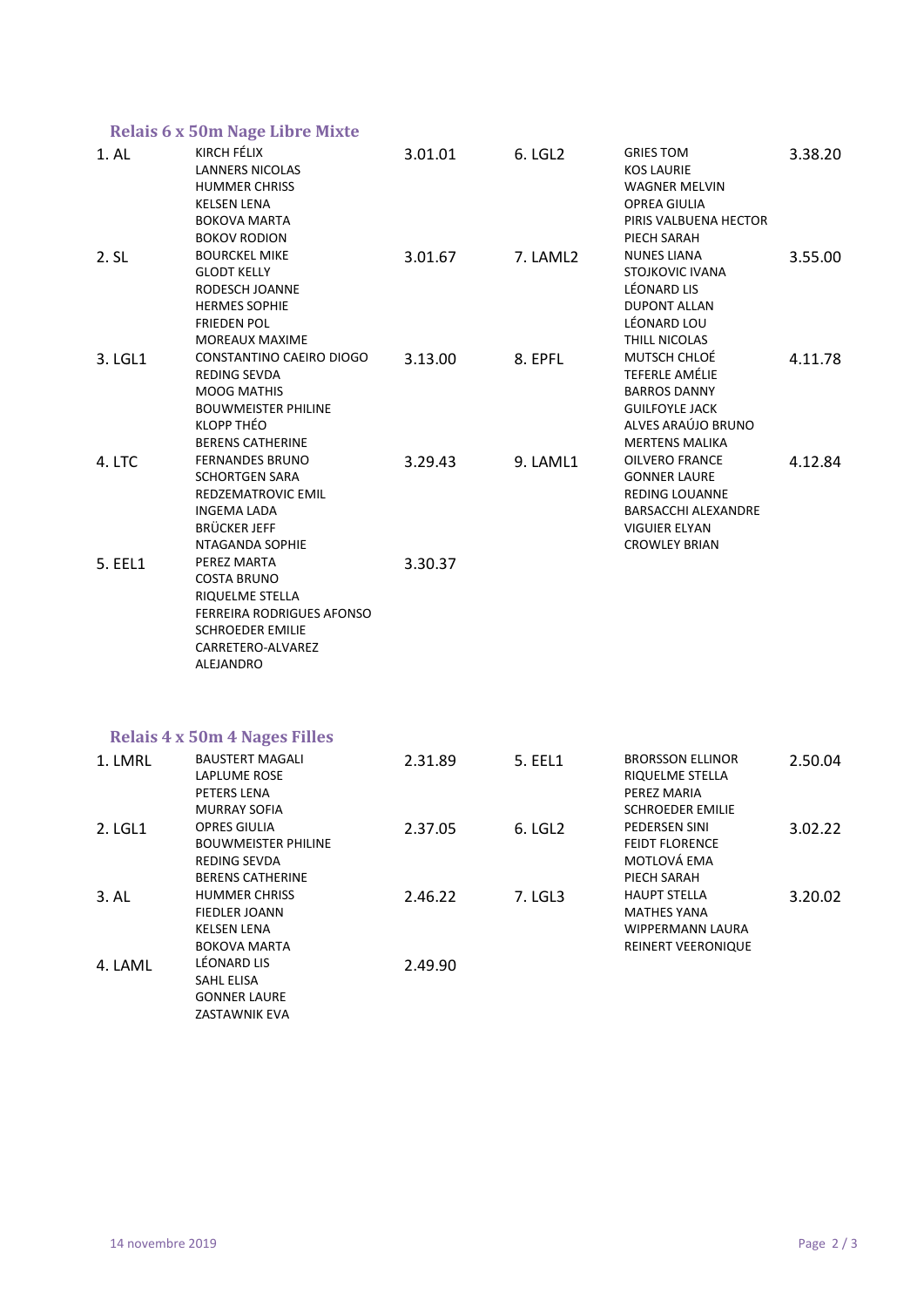### Relais 6 x 50m Nage Libre Mixte

| Rang | Équipe | Nageurs | Temps |
|---|---|---|---|
| 1. | AL | KIRCH FÉLIX<br>LANNERS NICOLAS<br>HUMMER CHRISS<br>KELSEN LENA<br>BOKOVA MARTA<br>BOKOV RODION | 3.01.01 |
| 2. | SL | BOURCKEL MIKE<br>GLODT KELLY<br>RODESCH JOANNE<br>HERMES SOPHIE<br>FRIEDEN POL<br>MOREAUX MAXIME | 3.01.67 |
| 3. | LGL1 | CONSTANTINO CAEIRO DIOGO<br>REDING SEVDA<br>MOOG MATHIS<br>BOUWMEISTER PHILINE<br>KLOPP THÉO<br>BERENS CATHERINE | 3.13.00 |
| 4. | LTC | FERNANDES BRUNO<br>SCHORTGEN SARA<br>REDZEMATROVIC EMIL<br>INGEMA LADA<br>BRÜCKER JEFF<br>NTAGANDA SOPHIE | 3.29.43 |
| 5. | EEL1 | PEREZ MARTA<br>COSTA BRUNO<br>RIQUELME STELLA<br>FERREIRA RODRIGUES AFONSO<br>SCHROEDER EMILIE<br>CARRETERO-ALVAREZ ALEJANDRO | 3.30.37 |
| 6. | LGL2 | GRIES TOM<br>KOS LAURIE<br>WAGNER MELVIN<br>OPREA GIULIA<br>PIRIS VALBUENA HECTOR<br>PIECH SARAH | 3.38.20 |
| 7. | LAML2 | NUNES LIANA<br>STOJKOVIC IVANA<br>LÉONARD LIS<br>DUPONT ALLAN<br>LÉONARD LOU<br>THILL NICOLAS | 3.55.00 |
| 8. | EPFL | MUTSCH CHLOÉ<br>TEFERLE AMÉLIE<br>BARROS DANNY<br>GUILFOYLE JACK<br>ALVES ARAÚJO BRUNO<br>MERTENS MALIKA | 4.11.78 |
| 9. | LAML1 | OILVERO FRANCE<br>GONNER LAURE<br>REDING LOUANNE<br>BARSACCHI ALEXANDRE<br>VIGUIER ELYAN<br>CROWLEY BRIAN | 4.12.84 |

### Relais 4 x 50m 4 Nages Filles

| Rang | Équipe | Nageuses | Temps |
|---|---|---|---|
| 1. | LMRL | BAUSTERT MAGALI<br>LAPLUME ROSE<br>PETERS LENA<br>MURRAY SOFIA | 2.31.89 |
| 2. | LGL1 | OPRES GIULIA<br>BOUWMEISTER PHILINE<br>REDING SEVDA<br>BERENS CATHERINE | 2.37.05 |
| 3. | AL | HUMMER CHRISS<br>FIEDLER JOANN<br>KELSEN LENA<br>BOKOVA MARTA | 2.46.22 |
| 4. | LAML | LÉONARD LIS<br>SAHL ELISA<br>GONNER LAURE<br>ZASTAWNIK EVA | 2.49.90 |
| 5. | EEL1 | BRORSSON ELLINOR<br>RIQUELME STELLA<br>PEREZ MARIA<br>SCHROEDER EMILIE | 2.50.04 |
| 6. | LGL2 | PEDERSEN SINI<br>FEIDT FLORENCE<br>MOTLOVÁ EMA<br>PIECH SARAH | 3.02.22 |
| 7. | LGL3 | HAUPT STELLA<br>MATHES YANA<br>WIPPERMANN LAURA<br>REINERT VEERONIQUE | 3.20.02 |

14 novembre 2019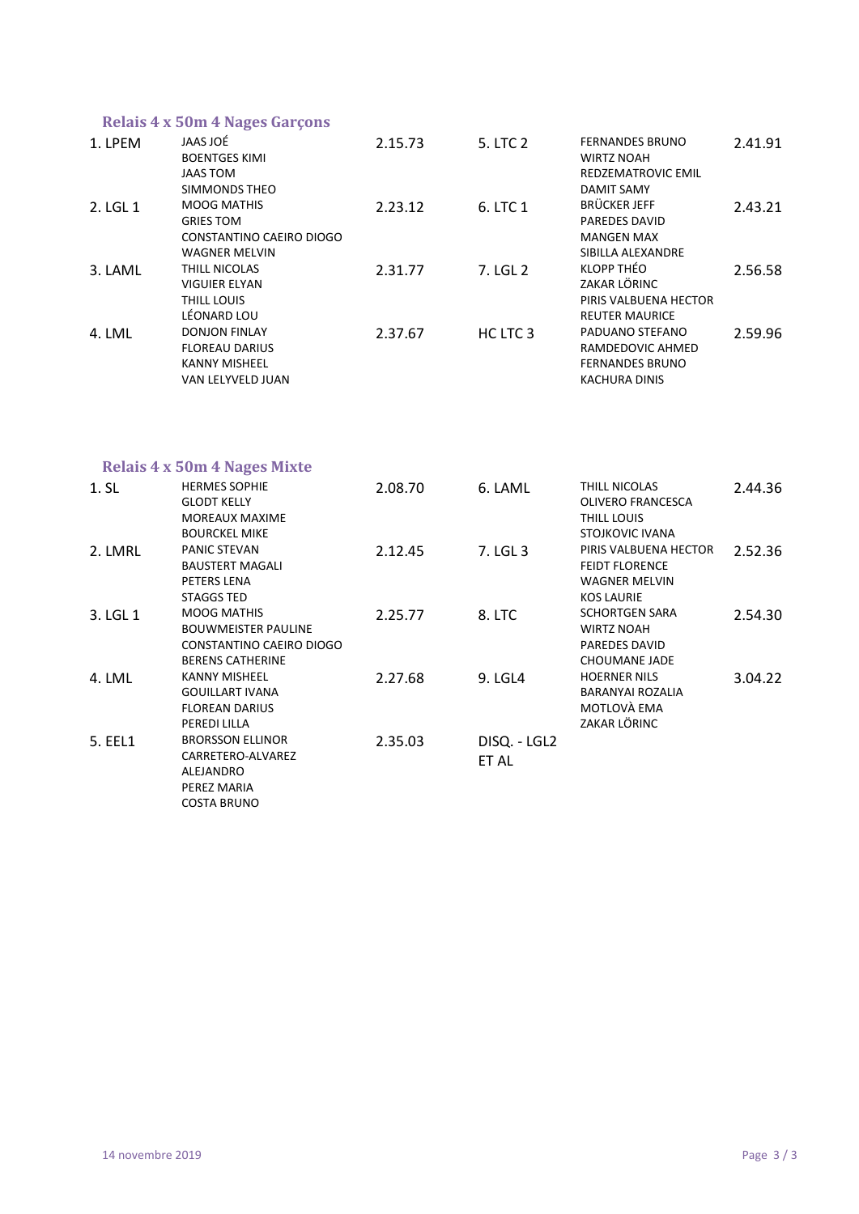### Relais 4 x 50m 4 Nages Garçons

| | | | | | |
|---|---|---|---|---|---|
| 1. LPEM | JAAS JOÉ<br>BOENTGES KIMI<br>JAAS TOM<br>SIMMONDS THEO | 2.15.73 | 5. LTC 2 | FERNANDES BRUNO<br>WIRTZ NOAH<br>REDZEMATROVIC EMIL<br>DAMIT SAMY | 2.41.91 |
| 2. LGL 1 | MOOG MATHIS<br>GRIES TOM<br>CONSTANTINO CAEIRO DIOGO<br>WAGNER MELVIN | 2.23.12 | 6. LTC 1 | BRÜCKER JEFF<br>PAREDES DAVID<br>MANGEN MAX<br>SIBILLA ALEXANDRE | 2.43.21 |
| 3. LAML | THILL NICOLAS<br>VIGUIER ELYAN<br>THILL LOUIS<br>LÉONARD LOU | 2.31.77 | 7. LGL 2 | KLOPP THÉO<br>ZAKAR LÖRINC<br>PIRIS VALBUENA HECTOR<br>REUTER MAURICE | 2.56.58 |
| 4. LML | DONJON FINLAY<br>FLOREAU DARIUS<br>KANNY MISHEEL<br>VAN LELYVELD JUAN | 2.37.67 | HC LTC 3 | PADUANO STEFANO<br>RAMDEDOVIC AHMED<br>FERNANDES BRUNO<br>KACHURA DINIS | 2.59.96 |

### Relais 4 x 50m 4 Nages Mixte

| | | | | | |
|---|---|---|---|---|---|
| 1. SL | HERMES SOPHIE<br>GLODT KELLY<br>MOREAUX MAXIME<br>BOURCKEL MIKE | 2.08.70 | 6. LAML | THILL NICOLAS<br>OLIVERO FRANCESCA<br>THILL LOUIS<br>STOJKOVIC IVANA | 2.44.36 |
| 2. LMRL | PANIC STEVAN<br>BAUSTERT MAGALI<br>PETERS LENA<br>STAGGS TED | 2.12.45 | 7. LGL 3 | PIRIS VALBUENA HECTOR<br>FEIDT FLORENCE<br>WAGNER MELVIN<br>KOS LAURIE | 2.52.36 |
| 3. LGL 1 | MOOG MATHIS<br>BOUWMEISTER PAULINE<br>CONSTANTINO CAEIRO DIOGO<br>BERENS CATHERINE | 2.25.77 | 8. LTC | SCHORTGEN SARA<br>WIRTZ NOAH<br>PAREDES DAVID<br>CHOUMANE JADE | 2.54.30 |
| 4. LML | KANNY MISHEEL<br>GOUILLART IVANA<br>FLOREAN DARIUS<br>PEREDI LILLA | 2.27.68 | 9. LGL4 | HOERNER NILS<br>BARANYAI ROZALIA<br>MOTLOVÀ EMA<br>ZAKAR LÖRINC | 3.04.22 |
| 5. EEL1 | BRORSSON ELLINOR<br>CARRETERO-ALVAREZ ALEJANDRO<br>PEREZ MARIA<br>COSTA BRUNO | 2.35.03 | DISQ. - LGL2 ET AL | | |